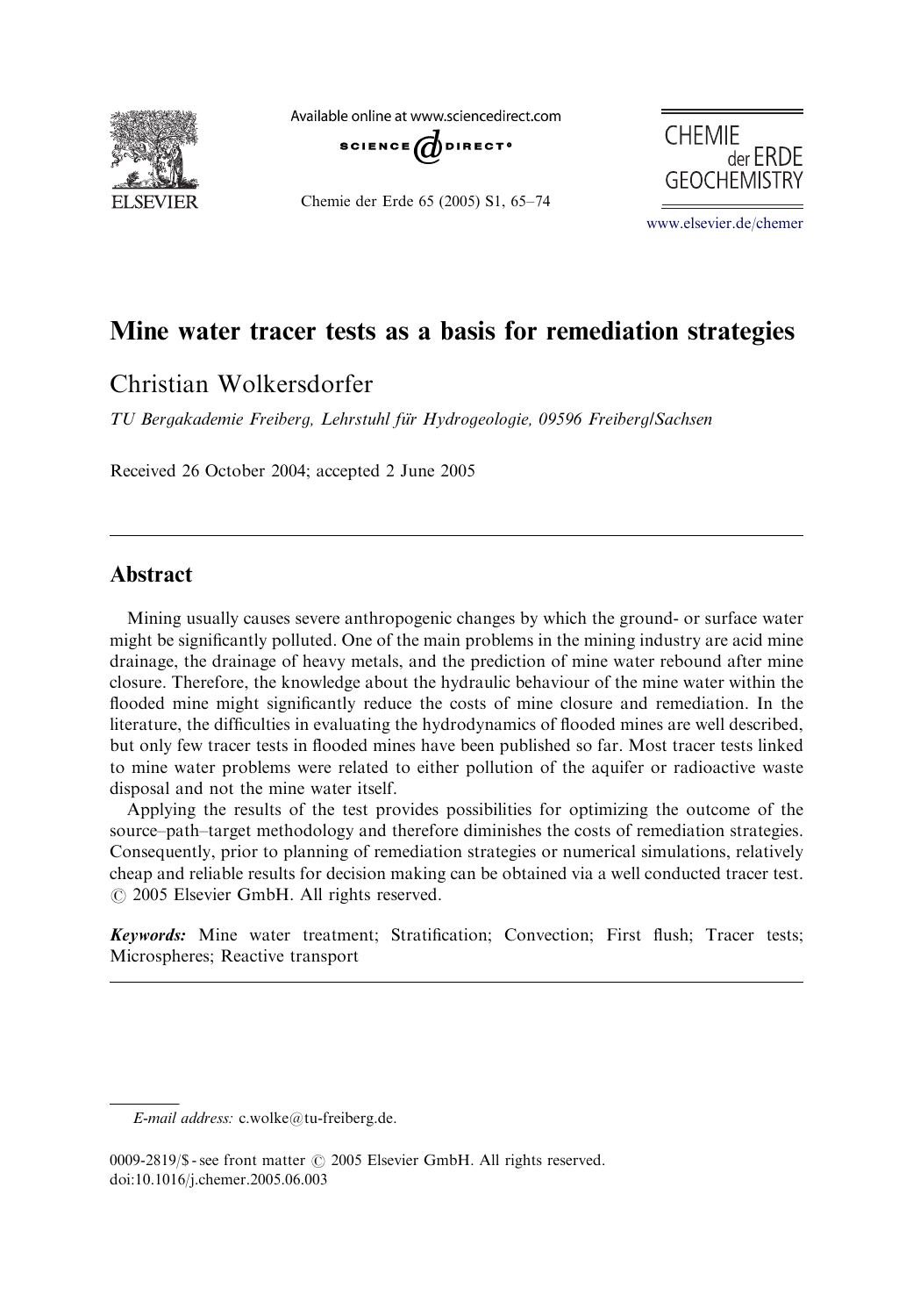# Mine water tracer tests as a basis for remediation strategies

Christian Wolkersdorfer

*TU Bergakademie Freiberg, Lehrstuhl für Hydrogeologie, 09596 Freiberg/Sachsen*

Received 26 October 2004; accepted 2 June 2005

## Abstract

Mining usually causes severe anthropogenic changes by which the ground- or surface water might be significantly polluted. One of the main problems in the mining industry are acid mine drainage, the drainage of heavy metals, and the prediction of mine water rebound after mine closure. Therefore, the knowledge about the hydraulic behaviour of the mine water within the flooded mine might significantly reduce the costs of mine closure and remediation. In the literature, the difficulties in evaluating the hydrodynamics of flooded mines are well described, but only few tracer tests in flooded mines have been published so far. Most tracer tests linked to mine water problems were related to either pollution of the aquifer or radioactive waste disposal and not the mine water itself.

Applying the results of the test provides possibilities for optimizing the outcome of the source–path–target methodology and therefore diminishes the costs of remediation strategies. Consequently, prior to planning of remediation strategies or numerical simulations, relatively cheap and reliable results for decision making can be obtained via a well conducted tracer test.
© 2005 Elsevier GmbH. All rights reserved.

***Keywords:*** Mine water treatment; Stratification; Convection; First flush; Tracer tests; Microspheres; Reactive transport

---

*E-mail address:* c.wolke@tu-freiberg.de.

0009-2819/$ - see front matter © 2005 Elsevier GmbH. All rights reserved.
doi:10.1016/j.chemer.2005.06.003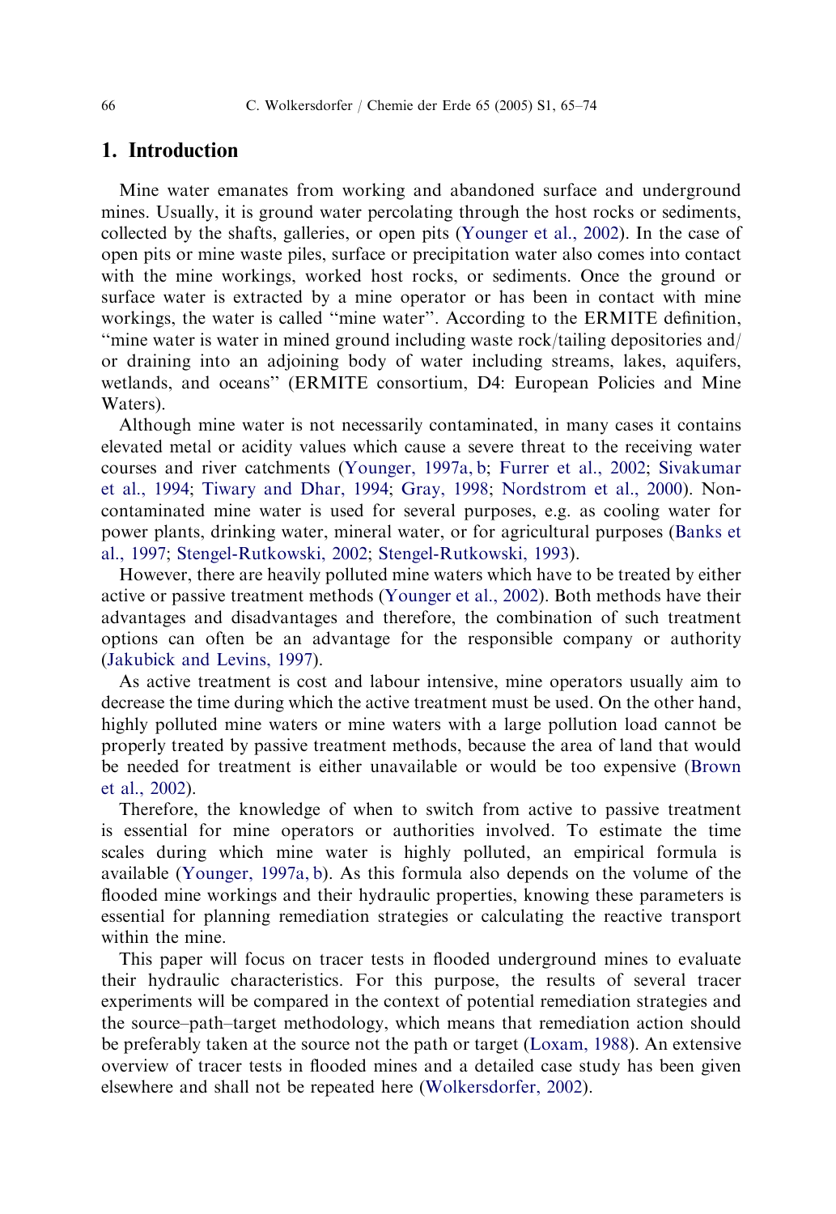## 1. Introduction

Mine water emanates from working and abandoned surface and underground mines. Usually, it is ground water percolating through the host rocks or sediments, collected by the shafts, galleries, or open pits (Younger et al., 2002). In the case of open pits or mine waste piles, surface or precipitation water also comes into contact with the mine workings, worked host rocks, or sediments. Once the ground or surface water is extracted by a mine operator or has been in contact with mine workings, the water is called "mine water". According to the ERMITE definition, "mine water is water in mined ground including waste rock/tailing depositories and/or draining into an adjoining body of water including streams, lakes, aquifers, wetlands, and oceans" (ERMITE consortium, D4: European Policies and Mine Waters).

Although mine water is not necessarily contaminated, in many cases it contains elevated metal or acidity values which cause a severe threat to the receiving water courses and river catchments (Younger, 1997a, b; Furrer et al., 2002; Sivakumar et al., 1994; Tiwary and Dhar, 1994; Gray, 1998; Nordstrom et al., 2000). Non-contaminated mine water is used for several purposes, e.g. as cooling water for power plants, drinking water, mineral water, or for agricultural purposes (Banks et al., 1997; Stengel-Rutkowski, 2002; Stengel-Rutkowski, 1993).

However, there are heavily polluted mine waters which have to be treated by either active or passive treatment methods (Younger et al., 2002). Both methods have their advantages and disadvantages and therefore, the combination of such treatment options can often be an advantage for the responsible company or authority (Jakubick and Levins, 1997).

As active treatment is cost and labour intensive, mine operators usually aim to decrease the time during which the active treatment must be used. On the other hand, highly polluted mine waters or mine waters with a large pollution load cannot be properly treated by passive treatment methods, because the area of land that would be needed for treatment is either unavailable or would be too expensive (Brown et al., 2002).

Therefore, the knowledge of when to switch from active to passive treatment is essential for mine operators or authorities involved. To estimate the time scales during which mine water is highly polluted, an empirical formula is available (Younger, 1997a, b). As this formula also depends on the volume of the flooded mine workings and their hydraulic properties, knowing these parameters is essential for planning remediation strategies or calculating the reactive transport within the mine.

This paper will focus on tracer tests in flooded underground mines to evaluate their hydraulic characteristics. For this purpose, the results of several tracer experiments will be compared in the context of potential remediation strategies and the source–path–target methodology, which means that remediation action should be preferably taken at the source not the path or target (Loxam, 1988). An extensive overview of tracer tests in flooded mines and a detailed case study has been given elsewhere and shall not be repeated here (Wolkersdorfer, 2002).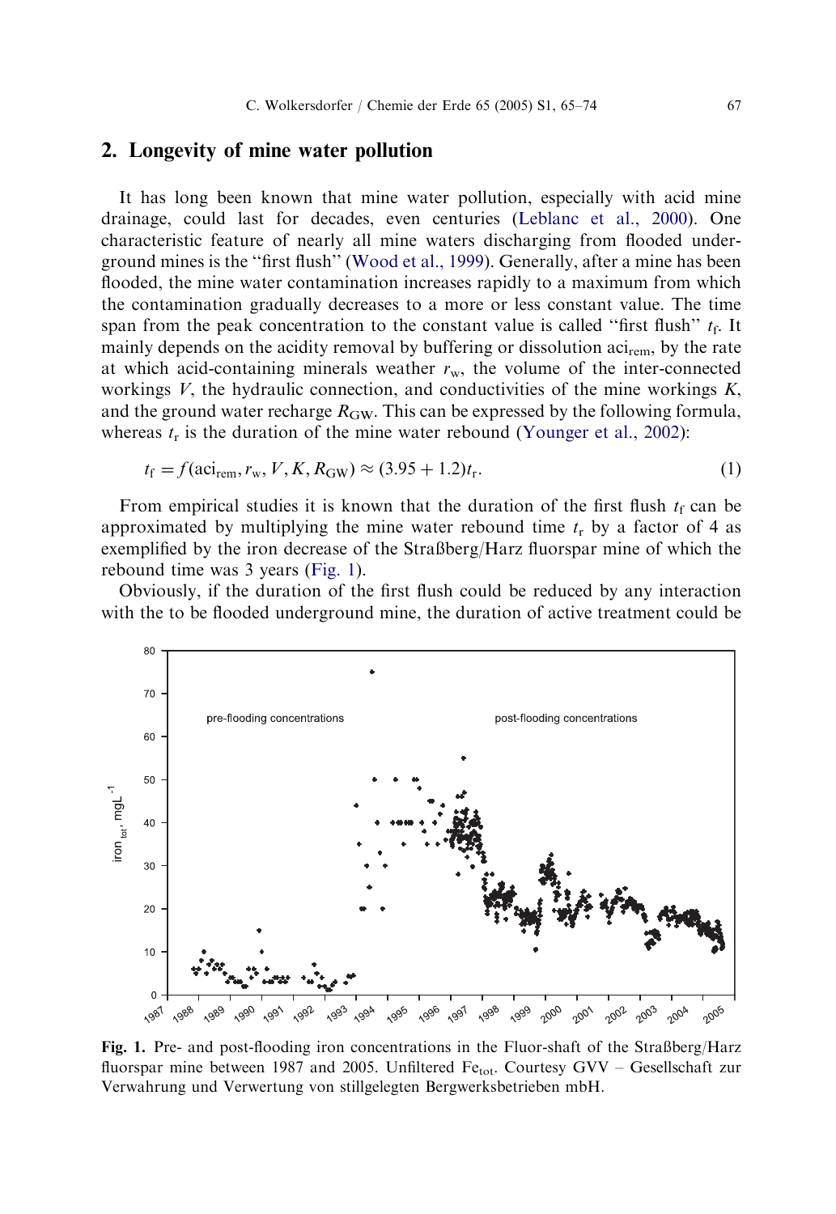## 2. Longevity of mine water pollution

It has long been known that mine water pollution, especially with acid mine drainage, could last for decades, even centuries (Leblanc et al., 2000). One characteristic feature of nearly all mine waters discharging from flooded underground mines is the "first flush" (Wood et al., 1999). Generally, after a mine has been flooded, the mine water contamination increases rapidly to a maximum from which the contamination gradually decreases to a more or less constant value. The time span from the peak concentration to the constant value is called "first flush" $t_f$. It mainly depends on the acidity removal by buffering or dissolution $aci_{rem}$, by the rate at which acid-containing minerals weather $r_w$, the volume of the inter-connected workings $V$, the hydraulic connection, and conductivities of the mine workings $K$, and the ground water recharge $R_{GW}$. This can be expressed by the following formula, whereas $t_r$ is the duration of the mine water rebound (Younger et al., 2002):

$$t_f = f(aci_{rem}, r_w, V, K, R_{GW}) \approx (3.95 + 1.2)t_r. \qquad (1)$$

From empirical studies it is known that the duration of the first flush $t_f$ can be approximated by multiplying the mine water rebound time $t_r$ by a factor of 4 as exemplified by the iron decrease of the Straßberg/Harz fluorspar mine of which the rebound time was 3 years (Fig. 1).

Obviously, if the duration of the first flush could be reduced by any interaction with the to be flooded underground mine, the duration of active treatment could be

**Fig. 1.** Pre- and post-flooding iron concentrations in the Fluor-shaft of the Straßberg/Harz fluorspar mine between 1987 and 2005. Unfiltered $Fe_{tot}$. Courtesy GVV – Gesellschaft zur Verwahrung und Verwertung von stillgelegten Bergwerksbetrieben mbH.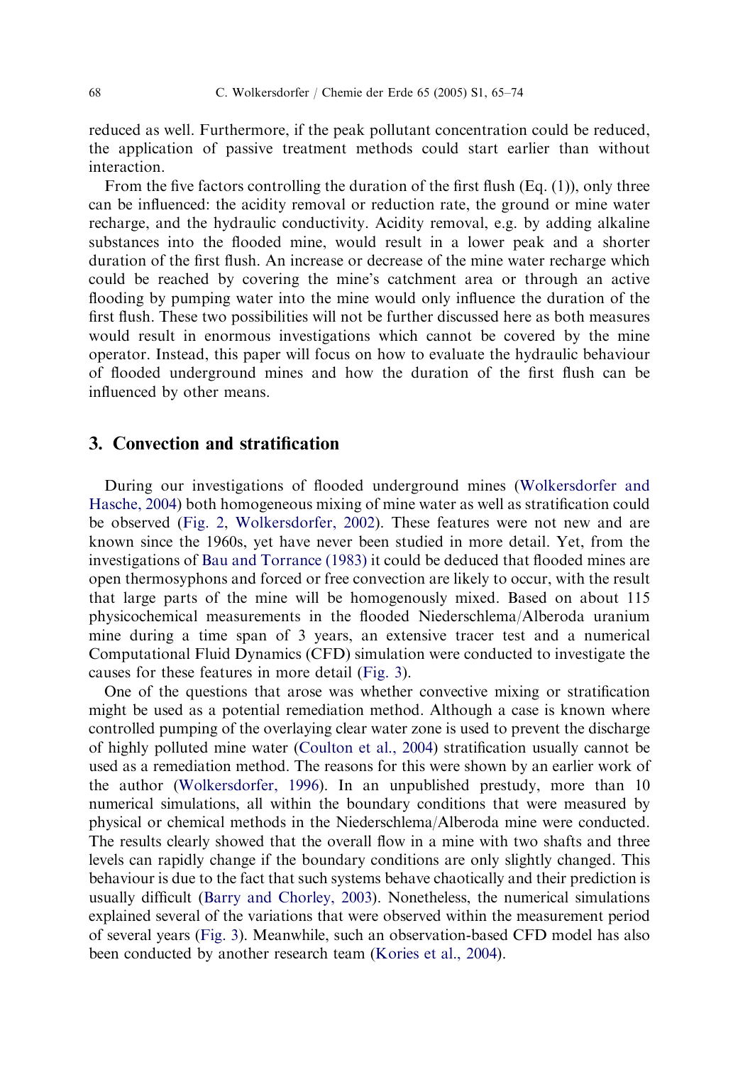reduced as well. Furthermore, if the peak pollutant concentration could be reduced, the application of passive treatment methods could start earlier than without interaction.

From the five factors controlling the duration of the first flush (Eq. (1)), only three can be influenced: the acidity removal or reduction rate, the ground or mine water recharge, and the hydraulic conductivity. Acidity removal, e.g. by adding alkaline substances into the flooded mine, would result in a lower peak and a shorter duration of the first flush. An increase or decrease of the mine water recharge which could be reached by covering the mine's catchment area or through an active flooding by pumping water into the mine would only influence the duration of the first flush. These two possibilities will not be further discussed here as both measures would result in enormous investigations which cannot be covered by the mine operator. Instead, this paper will focus on how to evaluate the hydraulic behaviour of flooded underground mines and how the duration of the first flush can be influenced by other means.

## 3. Convection and stratification

During our investigations of flooded underground mines (Wolkersdorfer and Hasche, 2004) both homogeneous mixing of mine water as well as stratification could be observed (Fig. 2, Wolkersdorfer, 2002). These features were not new and are known since the 1960s, yet have never been studied in more detail. Yet, from the investigations of Bau and Torrance (1983) it could be deduced that flooded mines are open thermosyphons and forced or free convection are likely to occur, with the result that large parts of the mine will be homogenously mixed. Based on about 115 physicochemical measurements in the flooded Niederschlema/Alberoda uranium mine during a time span of 3 years, an extensive tracer test and a numerical Computational Fluid Dynamics (CFD) simulation were conducted to investigate the causes for these features in more detail (Fig. 3).

One of the questions that arose was whether convective mixing or stratification might be used as a potential remediation method. Although a case is known where controlled pumping of the overlaying clear water zone is used to prevent the discharge of highly polluted mine water (Coulton et al., 2004) stratification usually cannot be used as a remediation method. The reasons for this were shown by an earlier work of the author (Wolkersdorfer, 1996). In an unpublished prestudy, more than 10 numerical simulations, all within the boundary conditions that were measured by physical or chemical methods in the Niederschlema/Alberoda mine were conducted. The results clearly showed that the overall flow in a mine with two shafts and three levels can rapidly change if the boundary conditions are only slightly changed. This behaviour is due to the fact that such systems behave chaotically and their prediction is usually difficult (Barry and Chorley, 2003). Nonetheless, the numerical simulations explained several of the variations that were observed within the measurement period of several years (Fig. 3). Meanwhile, such an observation-based CFD model has also been conducted by another research team (Kories et al., 2004).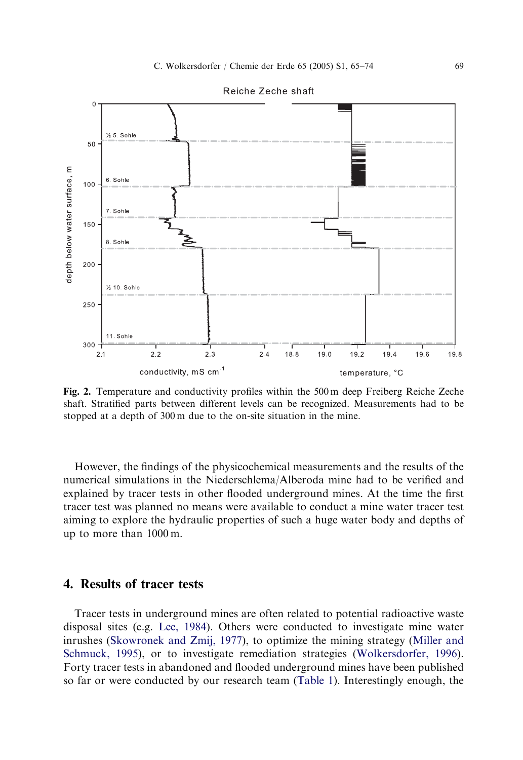**Fig. 2.** Temperature and conductivity profiles within the 500 m deep Freiberg Reiche Zeche shaft. Stratified parts between different levels can be recognized. Measurements had to be stopped at a depth of 300 m due to the on-site situation in the mine.

However, the findings of the physicochemical measurements and the results of the numerical simulations in the Niederschlema/Alberoda mine had to be verified and explained by tracer tests in other flooded underground mines. At the time the first tracer test was planned no means were available to conduct a mine water tracer test aiming to explore the hydraulic properties of such a huge water body and depths of up to more than 1000 m.

## 4. Results of tracer tests

Tracer tests in underground mines are often related to potential radioactive waste disposal sites (e.g. Lee, 1984). Others were conducted to investigate mine water inrushes (Skowronek and Zmij, 1977), to optimize the mining strategy (Miller and Schmuck, 1995), or to investigate remediation strategies (Wolkersdorfer, 1996). Forty tracer tests in abandoned and flooded underground mines have been published so far or were conducted by our research team (Table 1). Interestingly enough, the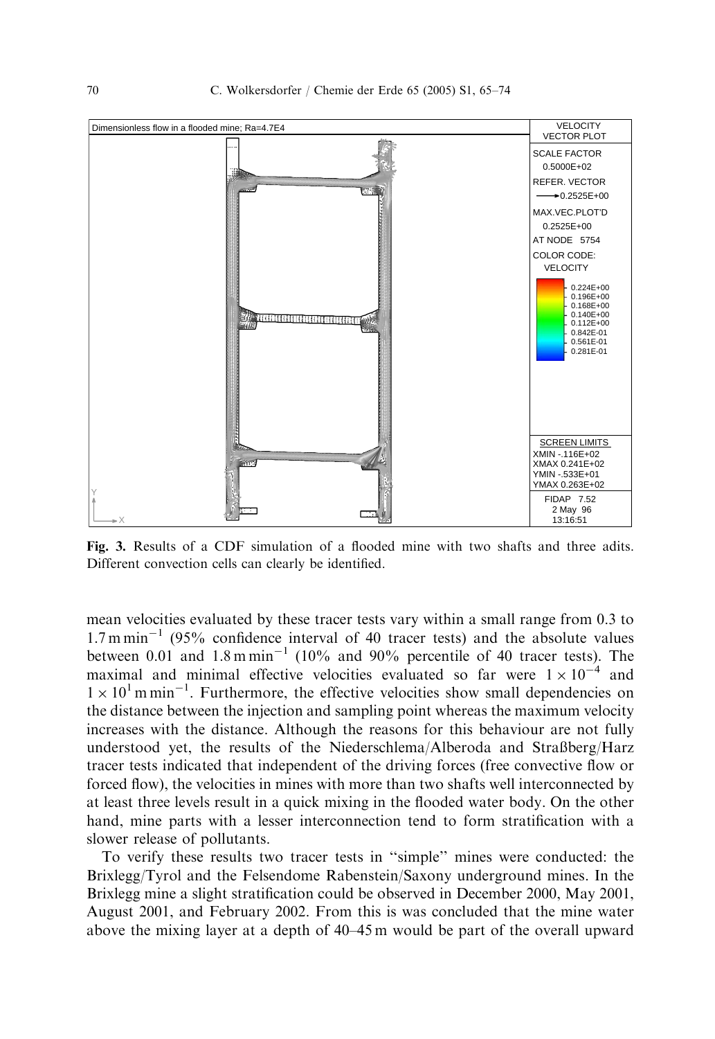Fig. 3. Results of a CDF simulation of a flooded mine with two shafts and three adits. Different convection cells can clearly be identified.

mean velocities evaluated by these tracer tests vary within a small range from 0.3 to $1.7\,\mathrm{m\,min^{-1}}$ (95% confidence interval of 40 tracer tests) and the absolute values between 0.01 and $1.8\,\mathrm{m\,min^{-1}}$ (10% and 90% percentile of 40 tracer tests). The maximal and minimal effective velocities evaluated so far were $1\times10^{-4}$ and $1\times10^{1}\,\mathrm{m\,min^{-1}}$. Furthermore, the effective velocities show small dependencies on the distance between the injection and sampling point whereas the maximum velocity increases with the distance. Although the reasons for this behaviour are not fully understood yet, the results of the Niederschlema/Alberoda and Straßberg/Harz tracer tests indicated that independent of the driving forces (free convective flow or forced flow), the velocities in mines with more than two shafts well interconnected by at least three levels result in a quick mixing in the flooded water body. On the other hand, mine parts with a lesser interconnection tend to form stratification with a slower release of pollutants.

To verify these results two tracer tests in "simple" mines were conducted: the Brixlegg/Tyrol and the Felsendome Rabenstein/Saxony underground mines. In the Brixlegg mine a slight stratification could be observed in December 2000, May 2001, August 2001, and February 2002. From this is was concluded that the mine water above the mixing layer at a depth of 40–45 m would be part of the overall upward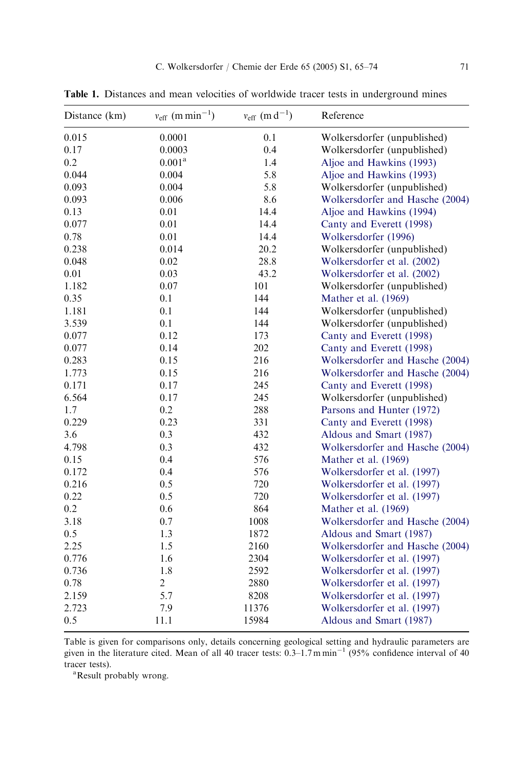**Table 1.** Distances and mean velocities of worldwide tracer tests in underground mines

| Distance (km) | $v_{eff}$ (m min$^{-1}$) | $v_{eff}$ (m d$^{-1}$) | Reference |
|---|---|---|---|
| 0.015 | 0.0001 | 0.1 | Wolkersdorfer (unpublished) |
| 0.17 | 0.0003 | 0.4 | Wolkersdorfer (unpublished) |
| 0.2 | 0.001[a] | 1.4 | Aljoe and Hawkins (1993) |
| 0.044 | 0.004 | 5.8 | Aljoe and Hawkins (1993) |
| 0.093 | 0.004 | 5.8 | Wolkersdorfer (unpublished) |
| 0.093 | 0.006 | 8.6 | Wolkersdorfer and Hasche (2004) |
| 0.13 | 0.01 | 14.4 | Aljoe and Hawkins (1994) |
| 0.077 | 0.01 | 14.4 | Canty and Everett (1998) |
| 0.78 | 0.01 | 14.4 | Wolkersdorfer (1996) |
| 0.238 | 0.014 | 20.2 | Wolkersdorfer (unpublished) |
| 0.048 | 0.02 | 28.8 | Wolkersdorfer et al. (2002) |
| 0.01 | 0.03 | 43.2 | Wolkersdorfer et al. (2002) |
| 1.182 | 0.07 | 101 | Wolkersdorfer (unpublished) |
| 0.35 | 0.1 | 144 | Mather et al. (1969) |
| 1.181 | 0.1 | 144 | Wolkersdorfer (unpublished) |
| 3.539 | 0.1 | 144 | Wolkersdorfer (unpublished) |
| 0.077 | 0.12 | 173 | Canty and Everett (1998) |
| 0.077 | 0.14 | 202 | Canty and Everett (1998) |
| 0.283 | 0.15 | 216 | Wolkersdorfer and Hasche (2004) |
| 1.773 | 0.15 | 216 | Wolkersdorfer and Hasche (2004) |
| 0.171 | 0.17 | 245 | Canty and Everett (1998) |
| 6.564 | 0.17 | 245 | Wolkersdorfer (unpublished) |
| 1.7 | 0.2 | 288 | Parsons and Hunter (1972) |
| 0.229 | 0.23 | 331 | Canty and Everett (1998) |
| 3.6 | 0.3 | 432 | Aldous and Smart (1987) |
| 4.798 | 0.3 | 432 | Wolkersdorfer and Hasche (2004) |
| 0.15 | 0.4 | 576 | Mather et al. (1969) |
| 0.172 | 0.4 | 576 | Wolkersdorfer et al. (1997) |
| 0.216 | 0.5 | 720 | Wolkersdorfer et al. (1997) |
| 0.22 | 0.5 | 720 | Wolkersdorfer et al. (1997) |
| 0.2 | 0.6 | 864 | Mather et al. (1969) |
| 3.18 | 0.7 | 1008 | Wolkersdorfer and Hasche (2004) |
| 0.5 | 1.3 | 1872 | Aldous and Smart (1987) |
| 2.25 | 1.5 | 2160 | Wolkersdorfer and Hasche (2004) |
| 0.776 | 1.6 | 2304 | Wolkersdorfer et al. (1997) |
| 0.736 | 1.8 | 2592 | Wolkersdorfer et al. (1997) |
| 0.78 | 2 | 2880 | Wolkersdorfer et al. (1997) |
| 2.159 | 5.7 | 8208 | Wolkersdorfer et al. (1997) |
| 2.723 | 7.9 | 11376 | Wolkersdorfer et al. (1997) |
| 0.5 | 11.1 | 15984 | Aldous and Smart (1987) |

Table is given for comparisons only, details concerning geological setting and hydraulic parameters are given in the literature cited. Mean of all 40 tracer tests: 0.3–1.7 m min$^{-1}$ (95% confidence interval of 40 tracer tests).

[a]Result probably wrong.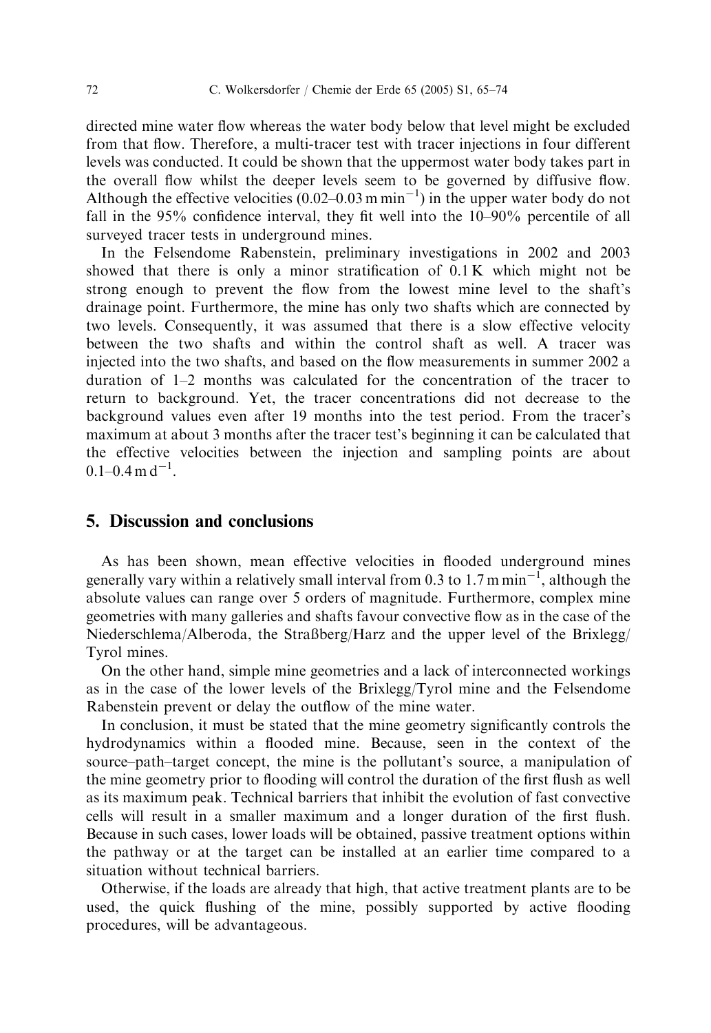directed mine water flow whereas the water body below that level might be excluded from that flow. Therefore, a multi-tracer test with tracer injections in four different levels was conducted. It could be shown that the uppermost water body takes part in the overall flow whilst the deeper levels seem to be governed by diffusive flow. Although the effective velocities ($0.02$–$0.03\,\mathrm{m\,min^{-1}}$) in the upper water body do not fall in the 95% confidence interval, they fit well into the 10–90% percentile of all surveyed tracer tests in underground mines.

In the Felsendome Rabenstein, preliminary investigations in 2002 and 2003 showed that there is only a minor stratification of 0.1 K which might not be strong enough to prevent the flow from the lowest mine level to the shaft's drainage point. Furthermore, the mine has only two shafts which are connected by two levels. Consequently, it was assumed that there is a slow effective velocity between the two shafts and within the control shaft as well. A tracer was injected into the two shafts, and based on the flow measurements in summer 2002 a duration of 1–2 months was calculated for the concentration of the tracer to return to background. Yet, the tracer concentrations did not decrease to the background values even after 19 months into the test period. From the tracer's maximum at about 3 months after the tracer test's beginning it can be calculated that the effective velocities between the injection and sampling points are about $0.1$–$0.4\,\mathrm{m\,d^{-1}}$.

## 5. Discussion and conclusions

As has been shown, mean effective velocities in flooded underground mines generally vary within a relatively small interval from 0.3 to $1.7\,\mathrm{m\,min^{-1}}$, although the absolute values can range over 5 orders of magnitude. Furthermore, complex mine geometries with many galleries and shafts favour convective flow as in the case of the Niederschlema/Alberoda, the Straßberg/Harz and the upper level of the Brixlegg/Tyrol mines.

On the other hand, simple mine geometries and a lack of interconnected workings as in the case of the lower levels of the Brixlegg/Tyrol mine and the Felsendome Rabenstein prevent or delay the outflow of the mine water.

In conclusion, it must be stated that the mine geometry significantly controls the hydrodynamics within a flooded mine. Because, seen in the context of the source–path–target concept, the mine is the pollutant's source, a manipulation of the mine geometry prior to flooding will control the duration of the first flush as well as its maximum peak. Technical barriers that inhibit the evolution of fast convective cells will result in a smaller maximum and a longer duration of the first flush. Because in such cases, lower loads will be obtained, passive treatment options within the pathway or at the target can be installed at an earlier time compared to a situation without technical barriers.

Otherwise, if the loads are already that high, that active treatment plants are to be used, the quick flushing of the mine, possibly supported by active flooding procedures, will be advantageous.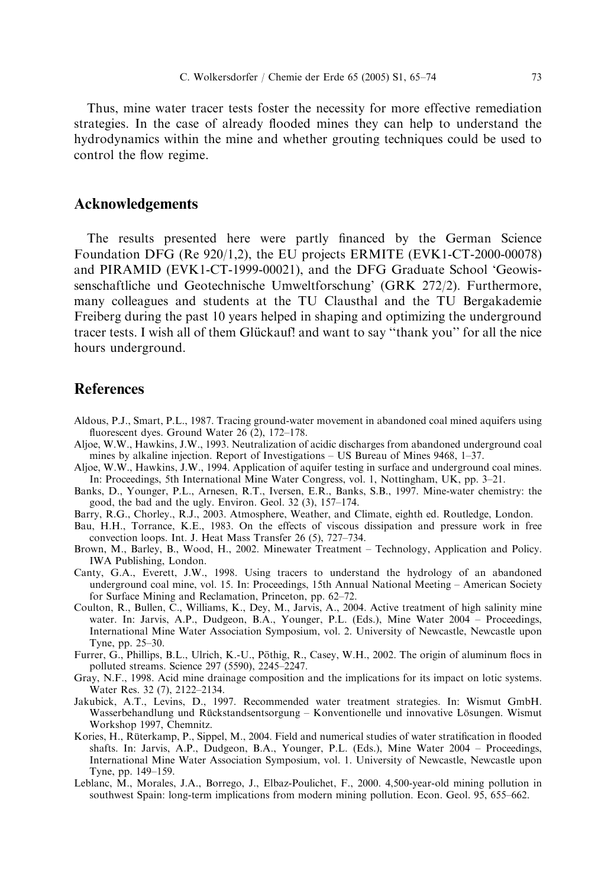Thus, mine water tracer tests foster the necessity for more effective remediation strategies. In the case of already flooded mines they can help to understand the hydrodynamics within the mine and whether grouting techniques could be used to control the flow regime.

## Acknowledgements

The results presented here were partly financed by the German Science Foundation DFG (Re 920/1,2), the EU projects ERMITE (EVK1-CT-2000-00078) and PIRAMID (EVK1-CT-1999-00021), and the DFG Graduate School 'Geowissenschaftliche und Geotechnische Umweltforschung' (GRK 272/2). Furthermore, many colleagues and students at the TU Clausthal and the TU Bergakademie Freiberg during the past 10 years helped in shaping and optimizing the underground tracer tests. I wish all of them Glückauf! and want to say ''thank you'' for all the nice hours underground.

## References

Aldous, P.J., Smart, P.L., 1987. Tracing ground-water movement in abandoned coal mined aquifers using fluorescent dyes. Ground Water 26 (2), 172–178.

Aljoe, W.W., Hawkins, J.W., 1993. Neutralization of acidic discharges from abandoned underground coal mines by alkaline injection. Report of Investigations – US Bureau of Mines 9468, 1–37.

Aljoe, W.W., Hawkins, J.W., 1994. Application of aquifer testing in surface and underground coal mines. In: Proceedings, 5th International Mine Water Congress, vol. 1, Nottingham, UK, pp. 3–21.

Banks, D., Younger, P.L., Arnesen, R.T., Iversen, E.R., Banks, S.B., 1997. Mine-water chemistry: the good, the bad and the ugly. Environ. Geol. 32 (3), 157–174.

Barry, R.G., Chorley., R.J., 2003. Atmosphere, Weather, and Climate, eighth ed. Routledge, London.

Bau, H.H., Torrance, K.E., 1983. On the effects of viscous dissipation and pressure work in free convection loops. Int. J. Heat Mass Transfer 26 (5), 727–734.

Brown, M., Barley, B., Wood, H., 2002. Minewater Treatment – Technology, Application and Policy. IWA Publishing, London.

Canty, G.A., Everett, J.W., 1998. Using tracers to understand the hydrology of an abandoned underground coal mine, vol. 15. In: Proceedings, 15th Annual National Meeting – American Society for Surface Mining and Reclamation, Princeton, pp. 62–72.

Coulton, R., Bullen, C., Williams, K., Dey, M., Jarvis, A., 2004. Active treatment of high salinity mine water. In: Jarvis, A.P., Dudgeon, B.A., Younger, P.L. (Eds.), Mine Water 2004 – Proceedings, International Mine Water Association Symposium, vol. 2. University of Newcastle, Newcastle upon Tyne, pp. 25–30.

Furrer, G., Phillips, B.L., Ulrich, K.-U., Pöthig, R., Casey, W.H., 2002. The origin of aluminum flocs in polluted streams. Science 297 (5590), 2245–2247.

Gray, N.F., 1998. Acid mine drainage composition and the implications for its impact on lotic systems. Water Res. 32 (7), 2122–2134.

Jakubick, A.T., Levins, D., 1997. Recommended water treatment strategies. In: Wismut GmbH. Wasserbehandlung und Rückstandsentsorgung – Konventionelle und innovative Lösungen. Wismut Workshop 1997, Chemnitz.

Kories, H., Rüterkamp, P., Sippel, M., 2004. Field and numerical studies of water stratification in flooded shafts. In: Jarvis, A.P., Dudgeon, B.A., Younger, P.L. (Eds.), Mine Water 2004 – Proceedings, International Mine Water Association Symposium, vol. 1. University of Newcastle, Newcastle upon Tyne, pp. 149–159.

Leblanc, M., Morales, J.A., Borrego, J., Elbaz-Poulichet, F., 2000. 4,500-year-old mining pollution in southwest Spain: long-term implications from modern mining pollution. Econ. Geol. 95, 655–662.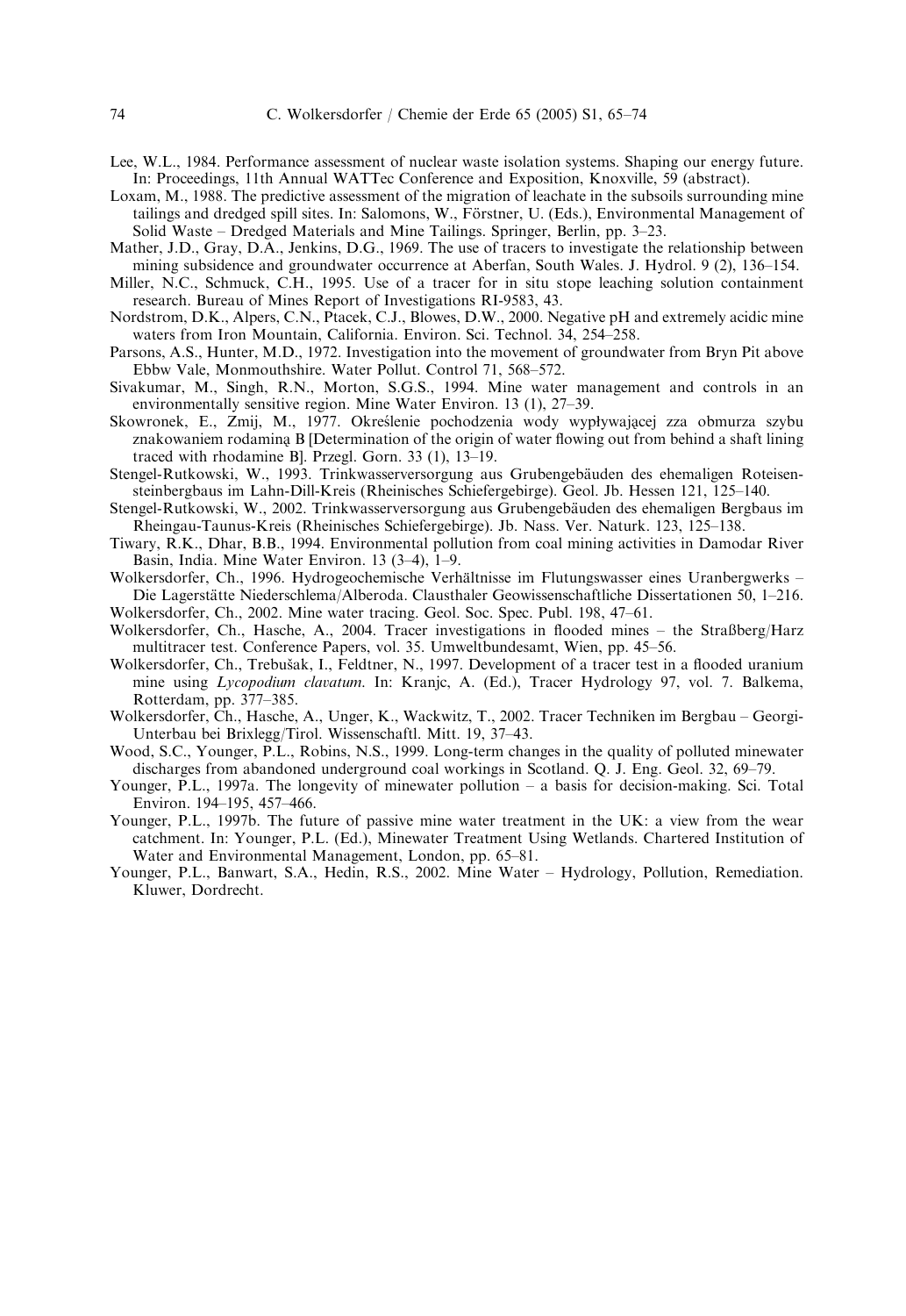Lee, W.L., 1984. Performance assessment of nuclear waste isolation systems. Shaping our energy future. In: Proceedings, 11th Annual WATTec Conference and Exposition, Knoxville, 59 (abstract).

Loxam, M., 1988. The predictive assessment of the migration of leachate in the subsoils surrounding mine tailings and dredged spill sites. In: Salomons, W., Förstner, U. (Eds.), Environmental Management of Solid Waste – Dredged Materials and Mine Tailings. Springer, Berlin, pp. 3–23.

Mather, J.D., Gray, D.A., Jenkins, D.G., 1969. The use of tracers to investigate the relationship between mining subsidence and groundwater occurrence at Aberfan, South Wales. J. Hydrol. 9 (2), 136–154.

Miller, N.C., Schmuck, C.H., 1995. Use of a tracer for in situ stope leaching solution containment research. Bureau of Mines Report of Investigations RI-9583, 43.

Nordstrom, D.K., Alpers, C.N., Ptacek, C.J., Blowes, D.W., 2000. Negative pH and extremely acidic mine waters from Iron Mountain, California. Environ. Sci. Technol. 34, 254–258.

Parsons, A.S., Hunter, M.D., 1972. Investigation into the movement of groundwater from Bryn Pit above Ebbw Vale, Monmouthshire. Water Pollut. Control 71, 568–572.

Sivakumar, M., Singh, R.N., Morton, S.G.S., 1994. Mine water management and controls in an environmentally sensitive region. Mine Water Environ. 13 (1), 27–39.

Skowronek, E., Zmij, M., 1977. Określenie pochodzenia wody wypływającej zza obmurza szybu znakowaniem rodaminą B [Determination of the origin of water flowing out from behind a shaft lining traced with rhodamine B]. Przegl. Gorn. 33 (1), 13–19.

Stengel-Rutkowski, W., 1993. Trinkwasserversorgung aus Grubengebäuden des ehemaligen Roteisensteinbergbaus im Lahn-Dill-Kreis (Rheinisches Schiefergebirge). Geol. Jb. Hessen 121, 125–140.

Stengel-Rutkowski, W., 2002. Trinkwasserversorgung aus Grubengebäuden des ehemaligen Bergbaus im Rheingau-Taunus-Kreis (Rheinisches Schiefergebirge). Jb. Nass. Ver. Naturk. 123, 125–138.

Tiwary, R.K., Dhar, B.B., 1994. Environmental pollution from coal mining activities in Damodar River Basin, India. Mine Water Environ. 13 (3–4), 1–9.

Wolkersdorfer, Ch., 1996. Hydrogeochemische Verhältnisse im Flutungswasser eines Uranbergwerks – Die Lagerstätte Niederschlema/Alberoda. Clausthaler Geowissenschaftliche Dissertationen 50, 1–216.

Wolkersdorfer, Ch., 2002. Mine water tracing. Geol. Soc. Spec. Publ. 198, 47–61.

Wolkersdorfer, Ch., Hasche, A., 2004. Tracer investigations in flooded mines – the Straßberg/Harz multitracer test. Conference Papers, vol. 35. Umweltbundesamt, Wien, pp. 45–56.

Wolkersdorfer, Ch., Trebušak, I., Feldtner, N., 1997. Development of a tracer test in a flooded uranium mine using *Lycopodium clavatum*. In: Kranjc, A. (Ed.), Tracer Hydrology 97, vol. 7. Balkema, Rotterdam, pp. 377–385.

Wolkersdorfer, Ch., Hasche, A., Unger, K., Wackwitz, T., 2002. Tracer Techniken im Bergbau – Georgi-Unterbau bei Brixlegg/Tirol. Wissenschaftl. Mitt. 19, 37–43.

Wood, S.C., Younger, P.L., Robins, N.S., 1999. Long-term changes in the quality of polluted minewater discharges from abandoned underground coal workings in Scotland. Q. J. Eng. Geol. 32, 69–79.

Younger, P.L., 1997a. The longevity of minewater pollution – a basis for decision-making. Sci. Total Environ. 194–195, 457–466.

Younger, P.L., 1997b. The future of passive mine water treatment in the UK: a view from the wear catchment. In: Younger, P.L. (Ed.), Minewater Treatment Using Wetlands. Chartered Institution of Water and Environmental Management, London, pp. 65–81.

Younger, P.L., Banwart, S.A., Hedin, R.S., 2002. Mine Water – Hydrology, Pollution, Remediation. Kluwer, Dordrecht.